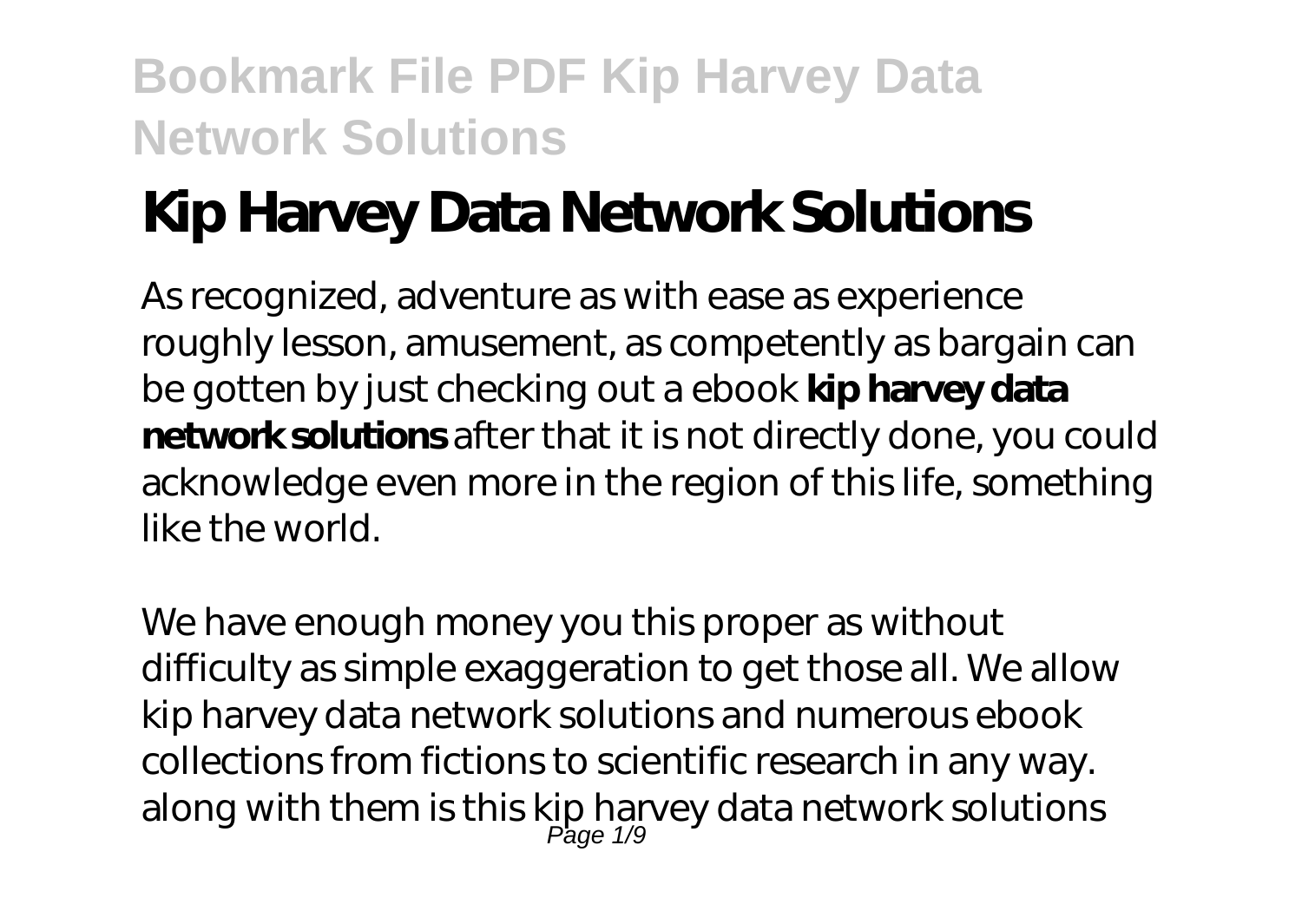# Kip Harvey Data Network Solutions

As recognized, adventure as with ease as experience roughly lesson, amusement, as competently as bargain can be gotten by just checking out a ebook **kip harvey data network solutions** after that it is not directly done, you could acknowledge even more in the region of this life, something like the world.

We have enough money you this proper as without difficulty as simple exaggeration to get those all. We allow kip harvey data network solutions and numerous ebook collections from fictions to scientific research in any way. along with them is this kip harvey data network solutions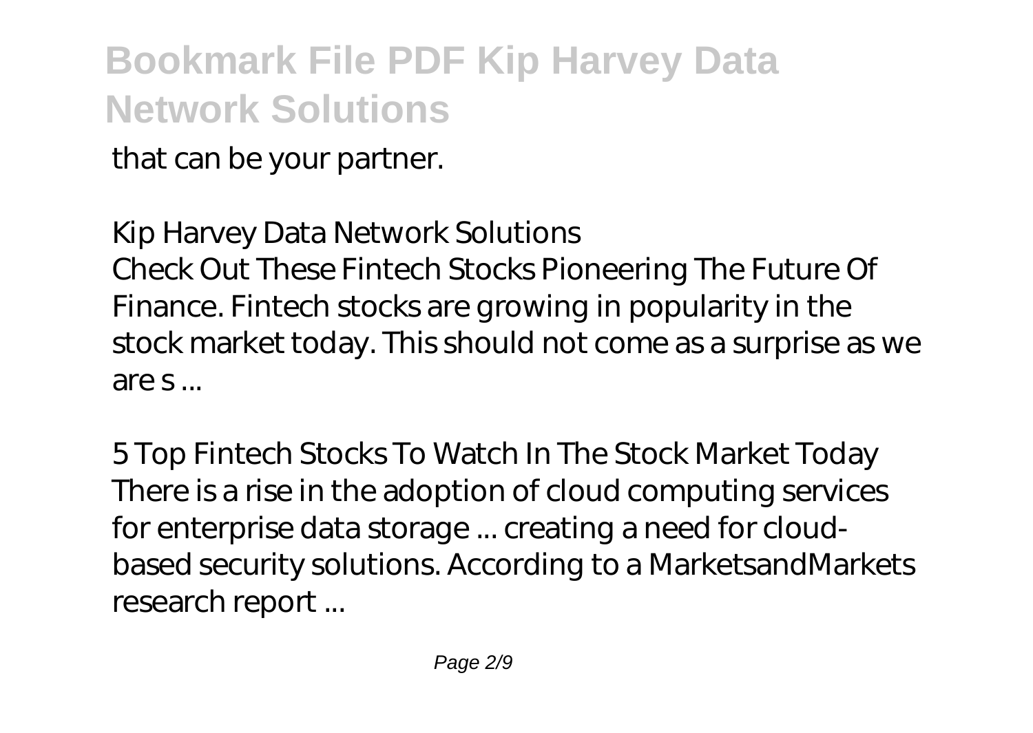that can be your partner.

*Kip Harvey Data Network Solutions*

Check Out These Fintech Stocks Pioneering The Future Of Finance. Fintech stocks are growing in popularity in the stock market today. This should not come as a surprise as we are s ...

*5 Top Fintech Stocks To Watch In The Stock Market Today*

There is a rise in the adoption of cloud computing services for enterprise data storage ... creating a need for cloud-based security solutions. According to a MarketsandMarkets research report ...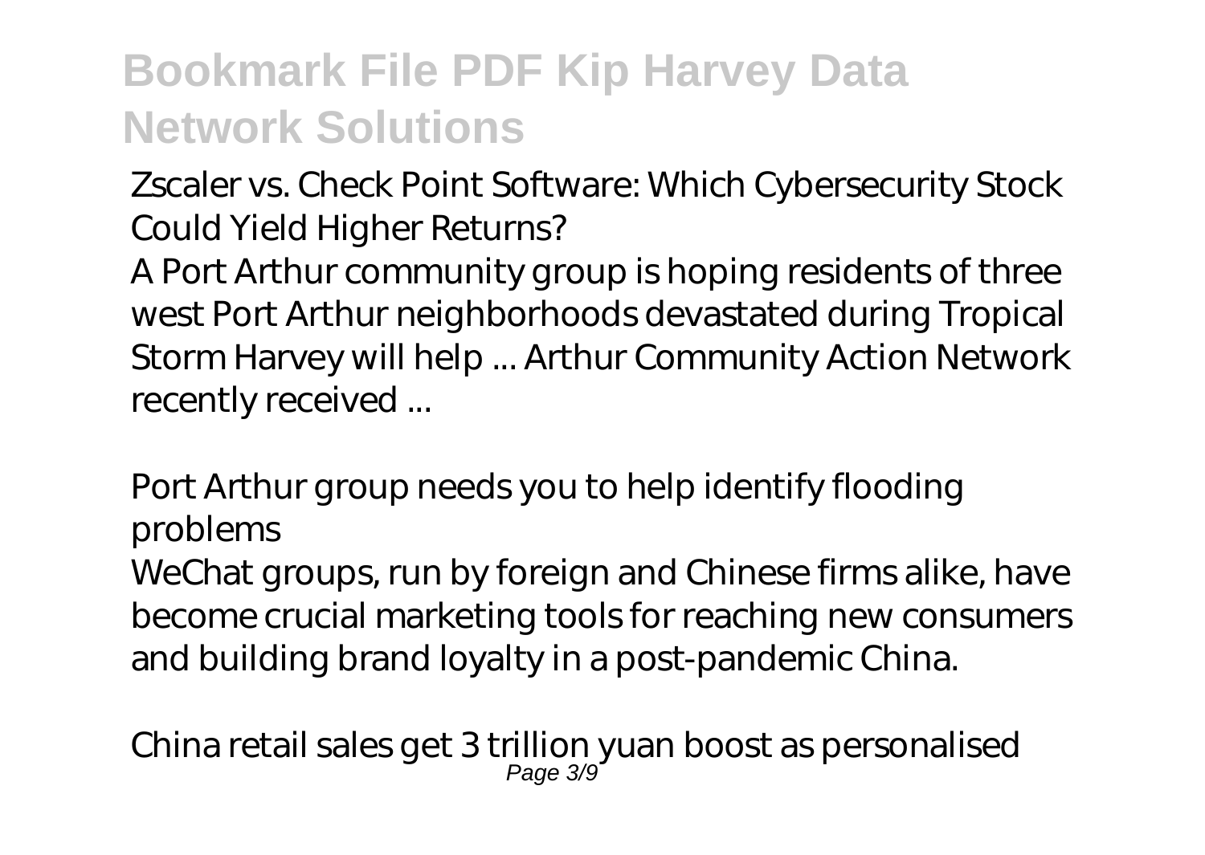*Zscaler vs. Check Point Software: Which Cybersecurity Stock Could Yield Higher Returns?*

A Port Arthur community group is hoping residents of three west Port Arthur neighborhoods devastated during Tropical Storm Harvey will help ... Arthur Community Action Network recently received ...

*Port Arthur group needs you to help identify flooding problems*

WeChat groups, run by foreign and Chinese firms alike, have become crucial marketing tools for reaching new consumers and building brand loyalty in a post-pandemic China.

*China retail sales get 3 trillion yuan boost as personalised*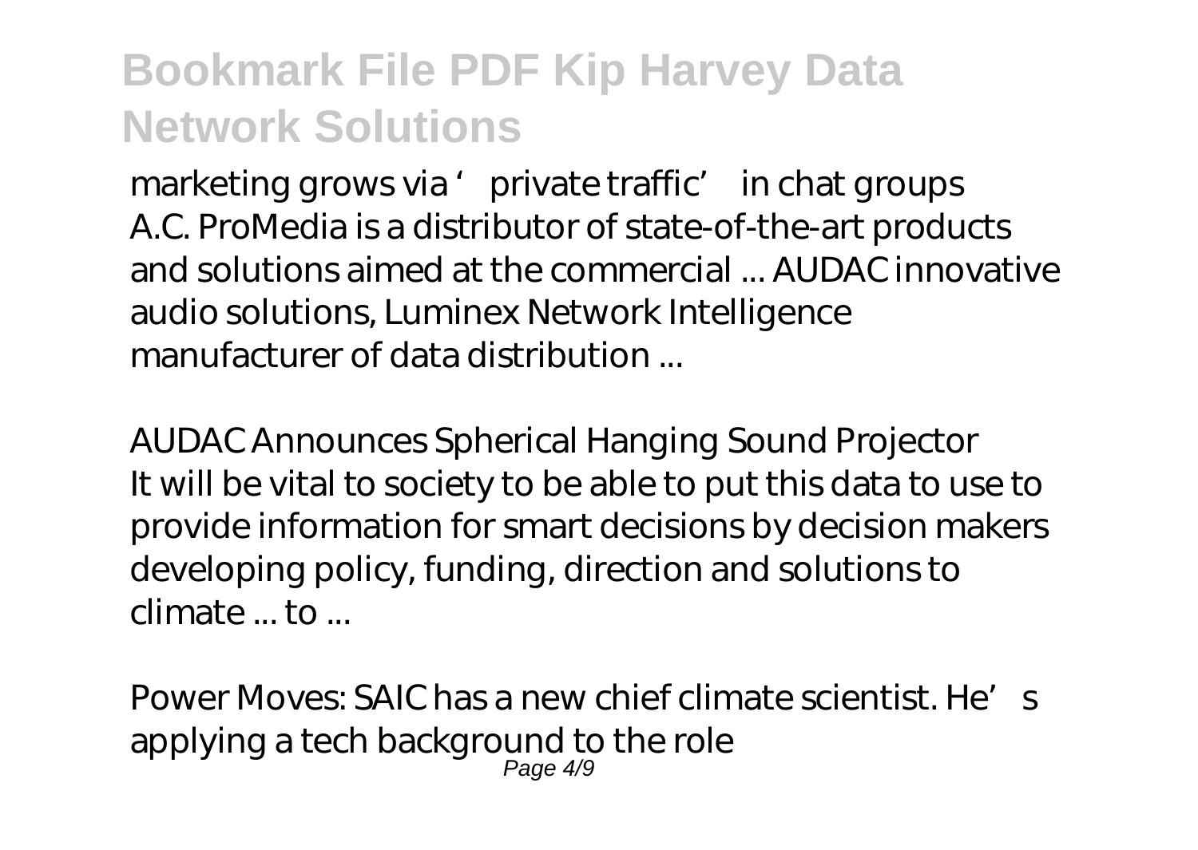*marketing grows via 'private traffic' in chat groups*

A.C. ProMedia is a distributor of state-of-the-art products and solutions aimed at the commercial ... AUDAC innovative audio solutions, Luminex Network Intelligence manufacturer of data distribution ...

*AUDAC Announces Spherical Hanging Sound Projector*

It will be vital to society to be able to put this data to use to provide information for smart decisions by decision makers developing policy, funding, direction and solutions to climate ... to ...

*Power Moves: SAIC has a new chief climate scientist. He's applying a tech background to the role*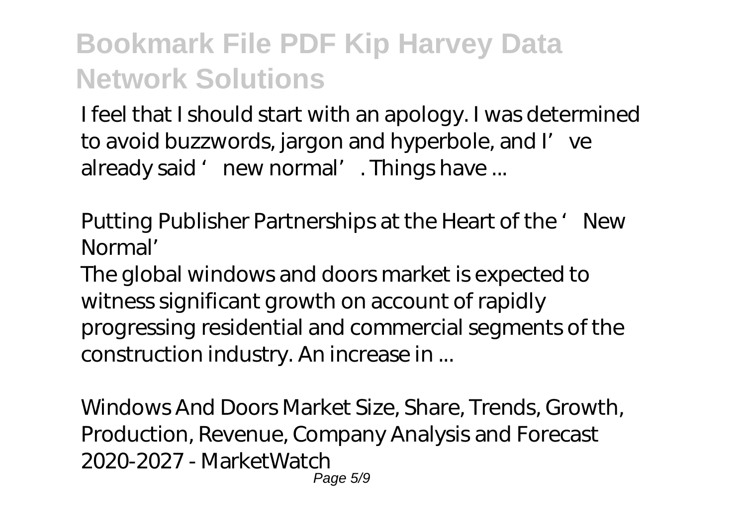I feel that I should start with an apology. I was determined to avoid buzzwords, jargon and hyperbole, and I've already said 'new normal'. Things have ...

*Putting Publisher Partnerships at the Heart of the 'New Normal'*

The global windows and doors market is expected to witness significant growth on account of rapidly progressing residential and commercial segments of the construction industry. An increase in ...

*Windows And Doors Market Size, Share, Trends, Growth, Production, Revenue, Company Analysis and Forecast 2020-2027 - MarketWatch*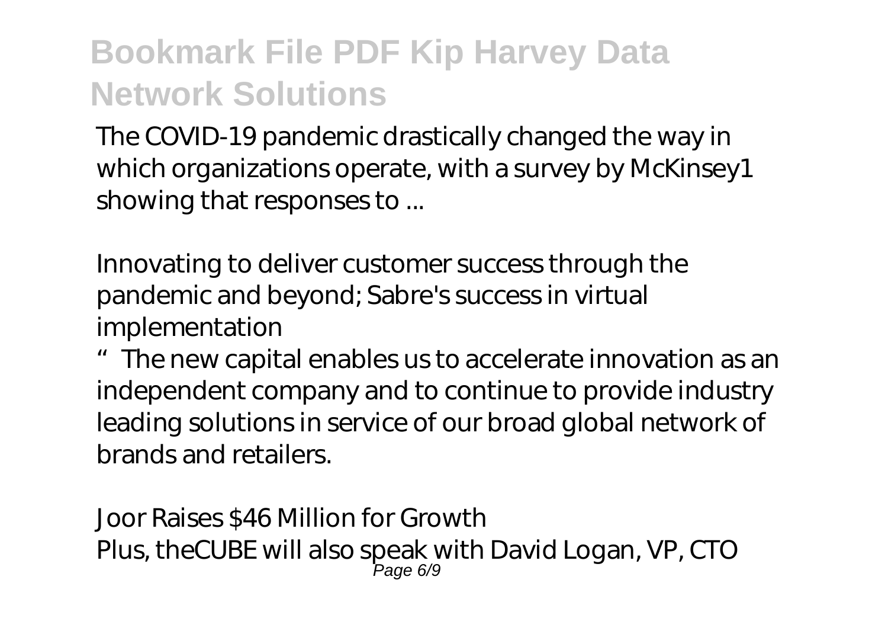The COVID-19 pandemic drastically changed the way in which organizations operate, with a survey by McKinsey1 showing that responses to ...

*Innovating to deliver customer success through the pandemic and beyond; Sabre's success in virtual implementation*

"The new capital enables us to accelerate innovation as an independent company and to continue to provide industry leading solutions in service of our broad global network of brands and retailers.

*Joor Raises $46 Million for Growth*

Plus, theCUBE will also speak with David Logan, VP, CTO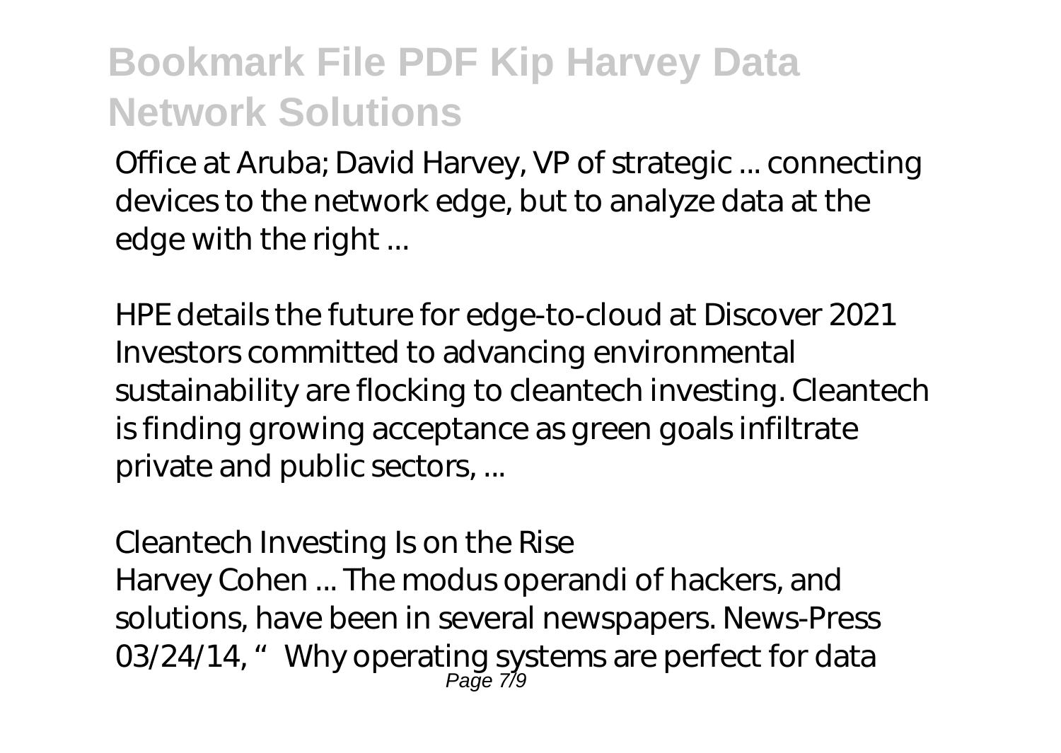Office at Aruba; David Harvey, VP of strategic ... connecting devices to the network edge, but to analyze data at the edge with the right ...

*HPE details the future for edge-to-cloud at Discover 2021*
Investors committed to advancing environmental sustainability are flocking to cleantech investing. Cleantech is finding growing acceptance as green goals infiltrate private and public sectors, ...

*Cleantech Investing Is on the Rise*
Harvey Cohen ... The modus operandi of hackers, and solutions, have been in several newspapers. News-Press 03/24/14, "Why operating systems are perfect for data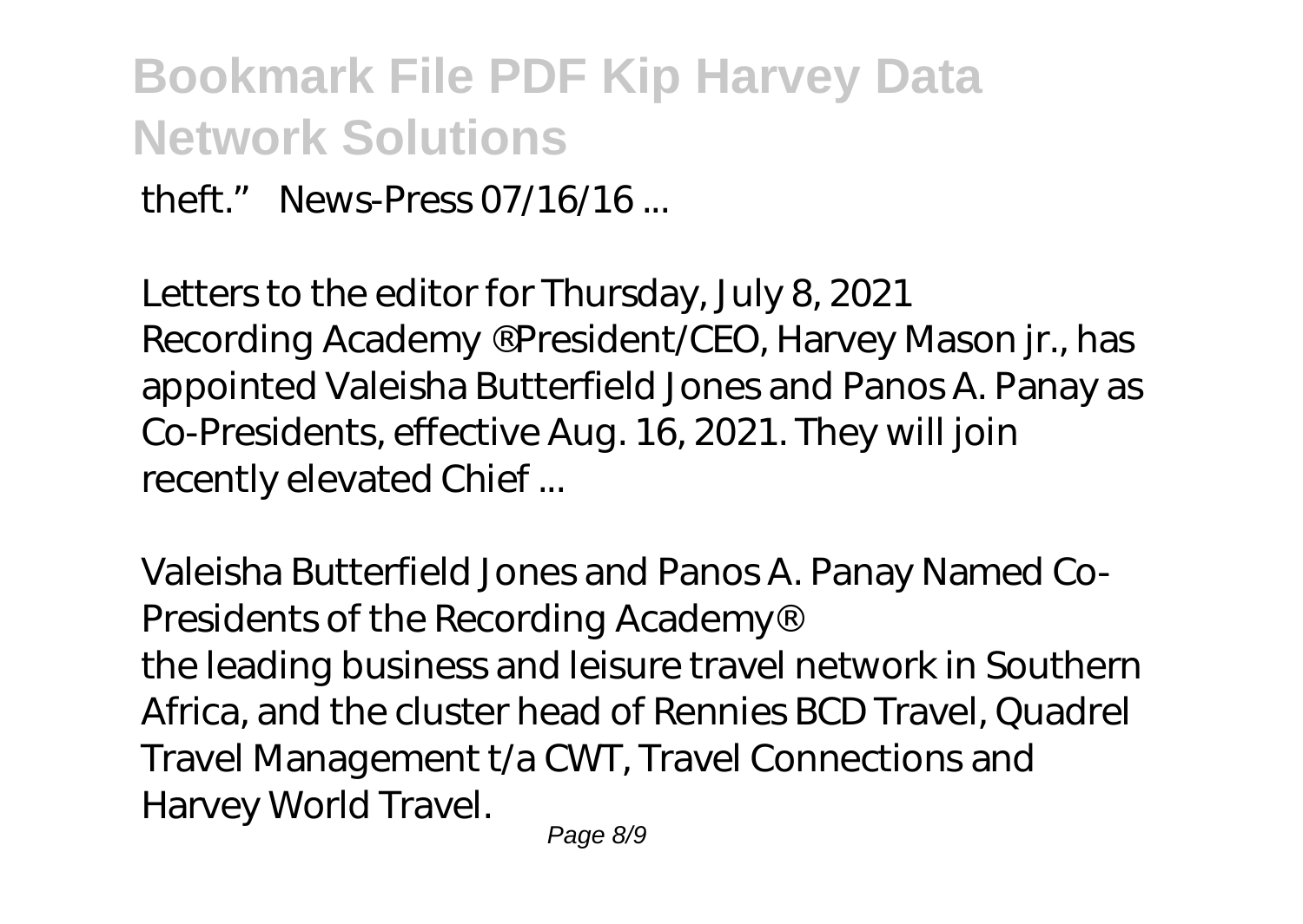theft." News-Press 07/16/16 ...

*Letters to the editor for Thursday, July 8, 2021*

Recording Academy ® President/CEO, Harvey Mason jr., has appointed Valeisha Butterfield Jones and Panos A. Panay as Co-Presidents, effective Aug. 16, 2021. They will join recently elevated Chief ...

*Valeisha Butterfield Jones and Panos A. Panay Named Co-Presidents of the Recording Academy®*

the leading business and leisure travel network in Southern Africa, and the cluster head of Rennies BCD Travel, Quadrel Travel Management t/a CWT, Travel Connections and Harvey World Travel.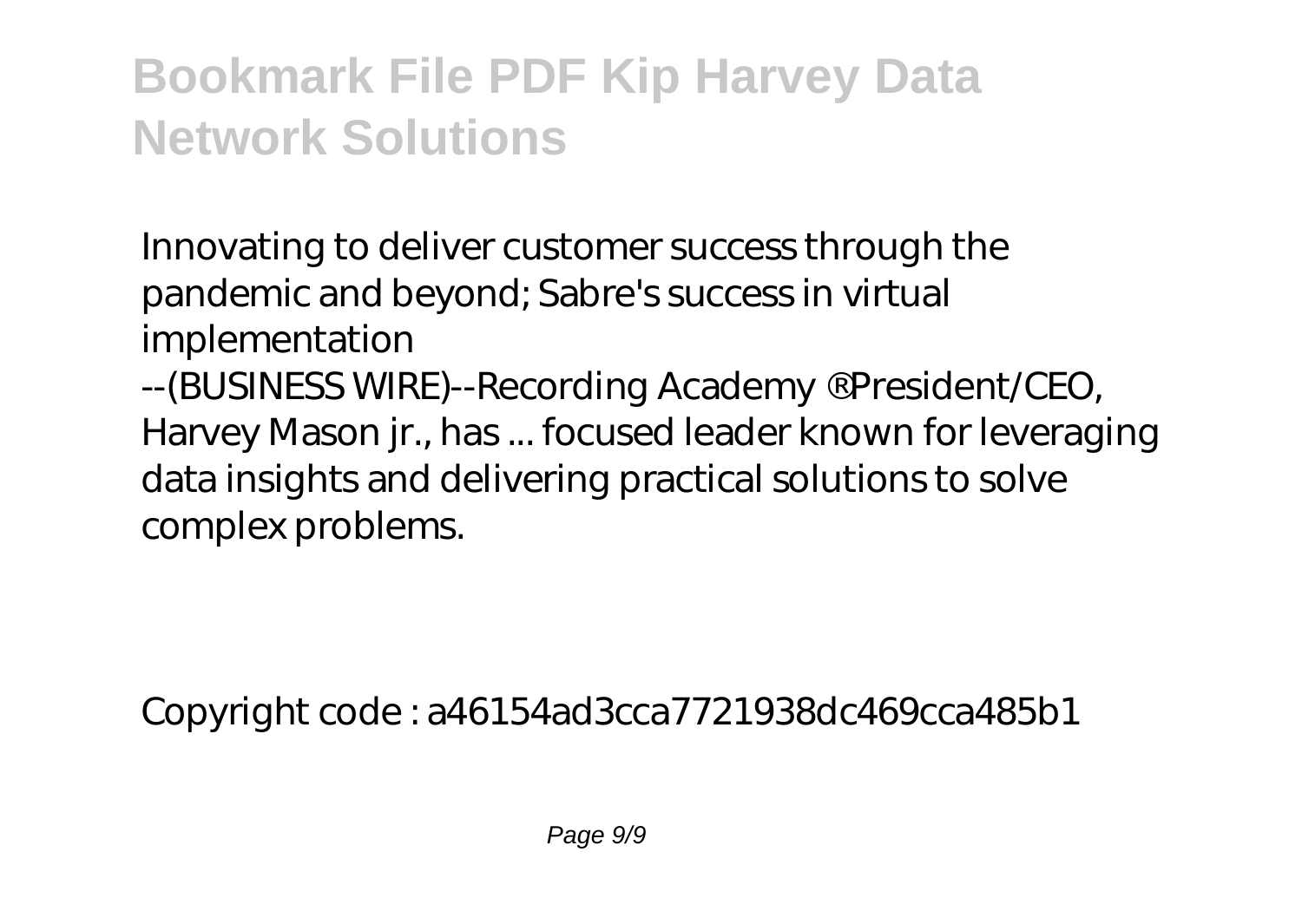Innovating to deliver customer success through the pandemic and beyond; Sabre's success in virtual implementation

--(BUSINESS WIRE)--Recording Academy ® President/CEO, Harvey Mason jr., has ... focused leader known for leveraging data insights and delivering practical solutions to solve complex problems.

Copyright code : a46154ad3cca7721938dc469cca485b1